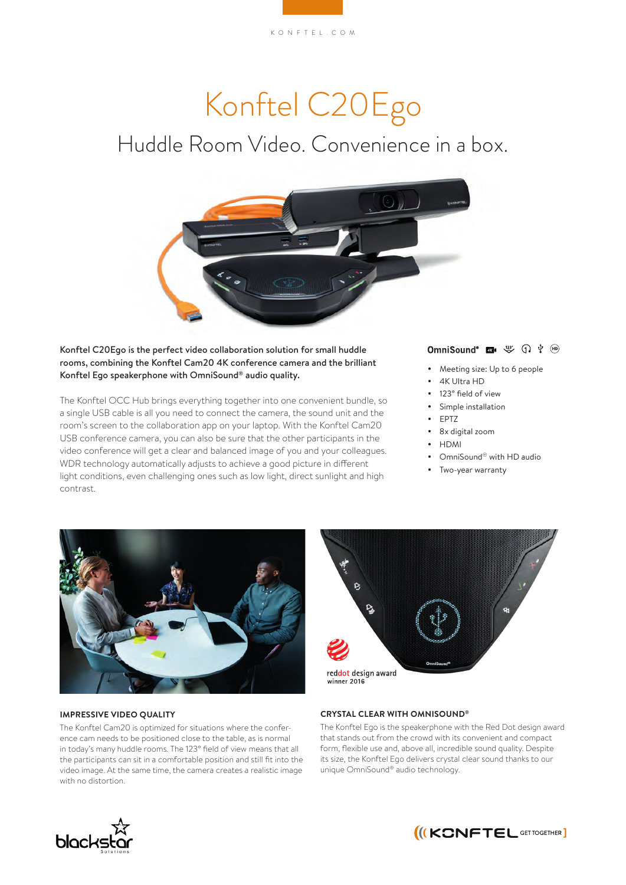# Konftel C20Ego

## Huddle Room Video. Convenience in a box.

**Konftel C20Ego is the perfect video collaboration solution for small huddle rooms, combining the Konftel Cam20 4K conference camera and the brilliant Konftel Ego speakerphone with OmniSound® audio quality.**

The Konftel OCC Hub brings everything together into one convenient bundle, so a single USB cable is all you need to connect the camera, the sound unit and the room's screen to the collaboration app on your laptop. With the Konftel Cam20 USB conference camera, you can also be sure that the other participants in the video conference will get a clear and balanced image of you and your colleagues. WDR technology automatically adjusts to achieve a good picture in different light conditions, even challenging ones such as low light, direct sunlight and high contrast.

**OmniSound®**

- Meeting size: Up to 6 people
- 4K Ultra HD
- 123° field of view
- Simple installation
- EPTZ
- 8x digital zoom
- HDMI
- OmniSound® with HD audio
- Two-year warranty

reddot design award winner 2016

### IMPRESSIVE VIDEO QUALITY

The Konftel Cam20 is optimized for situations where the conference cam needs to be positioned close to the table, as is normal in today's many huddle rooms. The 123° field of view means that all the participants can sit in a comfortable position and still fit into the video image. At the same time, the camera creates a realistic image with no distortion.

### CRYSTAL CLEAR WITH OMNISOUND®

The Konftel Ego is the speakerphone with the Red Dot design award that stands out from the crowd with its convenient and compact form, flexible use and, above all, incredible sound quality. Despite its size, the Konftel Ego delivers crystal clear sound thanks to our unique OmniSound® audio technology.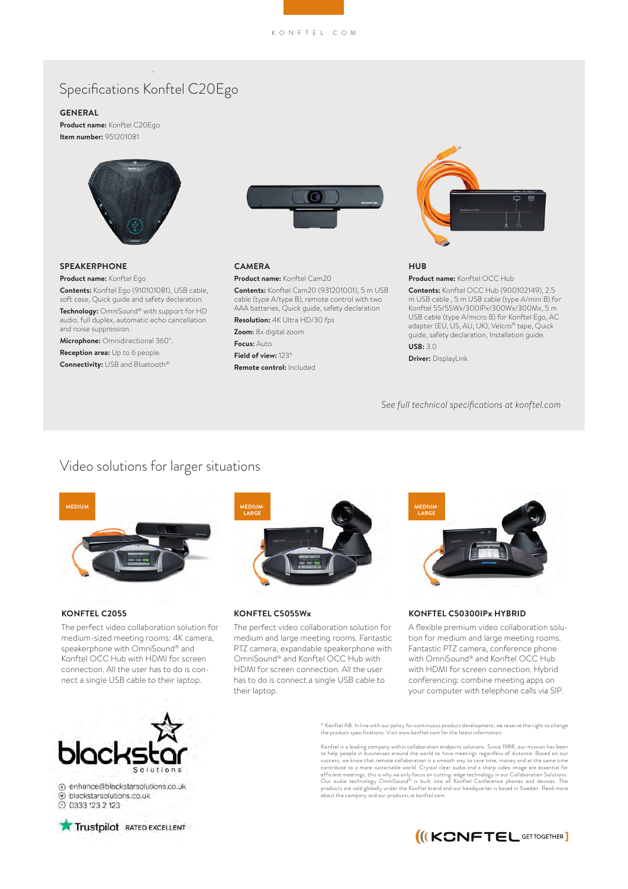# Specifications Konftel C20Ego

## GENERAL

**Product name:** Konftel C20Ego
**Item number:** 951201081

### SPEAKERPHONE

**Product name:** Konftel Ego

**Contents:** Konftel Ego (910101081), USB cable, soft case, Quick guide and safety declaration.

**Technology:** OmniSound® with support for HD audio, full duplex, automatic echo cancellation and noise suppression.

**Microphone:** Omnidirectional 360°.

**Reception area:** Up to 6 people.

**Connectivity:** USB and Bluetooth®

### CAMERA

**Product name:** Konftel Cam20

**Contents:** Konftel Cam20 (931201001), 5 m USB cable (type A/type B), remote control with two AAA batteries, Quick guide, safety declaration

**Resolution:** 4K Ultra HD/30 fps

**Zoom:** 8x digital zoom

**Focus:** Auto

**Field of view:** 123°

**Remote control:** Included

### HUB

**Product name:** Konftel OCC Hub

**Contents:** Konftel OCC Hub (900102149), 2.5 m USB cable , 5 m USB cable (type A/mini B) for Konftel 55/55Wx/300IPx/300Wx/300Mx, 5 m USB cable (type A/micro B) for Konftel Ego, AC adapter (EU, US, AU, UK), Velcro® tape, Quick guide, safety declaration, Installation guide.

**USB:** 3.0

**Driver:** DisplayLink

*See full technical specifications at konftel.com*

# Video solutions for larger situations

MEDIUM

### KONFTEL C2055

The perfect video collaboration solution for medium-sized meeting rooms: 4K camera, speakerphone with OmniSound® and Konftel OCC Hub with HDMI for screen connection. All the user has to do is connect a single USB cable to their laptop.

MEDIUM-LARGE

### KONFTEL C5055Wx

The perfect video collaboration solution for medium and large meeting rooms. Fantastic PTZ camera, expandable speakerphone with OmniSound® and Konftel OCC Hub with HDMI for screen connection. All the user has to do is connect a single USB cable to their laptop.

MEDIUM-LARGE

### KONFTEL C50300IPx HYBRID

A flexible premium video collaboration solution for medium and large meeting rooms. Fantastic PTZ camera, conference phone with OmniSound® and Konftel OCC Hub with HDMI for screen connection. Hybrid conferencing: combine meeting apps on your computer with telephone calls via SIP.

blackstar Solutions

enhance@blackstarsolutions.co.uk
blackstarsolutions.co.uk
0333 123 2 123

Trustpilot RATED EXCELLENT

© Konftel AB. In line with our policy for continuous product development, we reserve the right to change the product specifications. Visit www.konftel.com for the latest information.

Konftel is a leading company within collaboration endpoint solutions. Since 1988, our mission has been to help people in businesses around the world to have meetings regardless of distance. Based on our success, we know that remote collaboration is a smooth way to save time, money and at the same time contribute to a more sustainable world. Crystal clear audio and a sharp video image are essential for efficient meetings, this is why we only focus on cutting-edge technology in our Collaboration Solutions. Our audio technology OmniSound® is built into all Konftel Conference phones and devices. The products are sold globally under the Konftel brand and our headquarter is based in Sweden. Read more about the company and our products at konftel.com.

KONFTEL GET TOGETHER